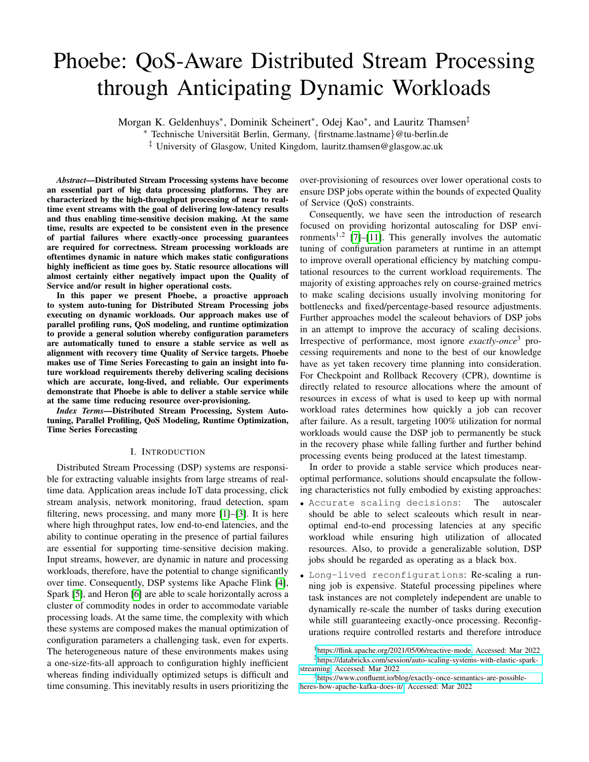# Phoebe: QoS-Aware Distributed Stream Processing through Anticipating Dynamic Workloads

Morgan K. Geldenhuys*, Dominik Scheinert*, Odej Kao*, and Lauritz Thamsen‡

\* Technische Universität Berlin, Germany, {firstname.lastname}@tu-berlin.de

‡ University of Glasgow, United Kingdom, lauritz.thamsen@glasgow.ac.uk

***Abstract*—Distributed Stream Processing systems have become an essential part of big data processing platforms. They are characterized by the high-throughput processing of near to real-time event streams with the goal of delivering low-latency results and thus enabling time-sensitive decision making. At the same time, results are expected to be consistent even in the presence of partial failures where exactly-once processing guarantees are required for correctness. Stream processing workloads are oftentimes dynamic in nature which makes static configurations highly inefficient as time goes by. Static resource allocations will almost certainly either negatively impact upon the Quality of Service and/or result in higher operational costs.**

**In this paper we present Phoebe, a proactive approach to system auto-tuning for Distributed Stream Processing jobs executing on dynamic workloads. Our approach makes use of parallel profiling runs, QoS modeling, and runtime optimization to provide a general solution whereby configuration parameters are automatically tuned to ensure a stable service as well as alignment with recovery time Quality of Service targets. Phoebe makes use of Time Series Forecasting to gain an insight into future workload requirements thereby delivering scaling decisions which are accurate, long-lived, and reliable. Our experiments demonstrate that Phoebe is able to deliver a stable service while at the same time reducing resource over-provisioning.**

***Index Terms*—Distributed Stream Processing, System Auto-tuning, Parallel Profiling, QoS Modeling, Runtime Optimization, Time Series Forecasting**

## I. Introduction

Distributed Stream Processing (DSP) systems are responsible for extracting valuable insights from large streams of real-time data. Application areas include IoT data processing, click stream analysis, network monitoring, fraud detection, spam filtering, news processing, and many more [1]–[3]. It is here where high throughput rates, low end-to-end latencies, and the ability to continue operating in the presence of partial failures are essential for supporting time-sensitive decision making. Input streams, however, are dynamic in nature and processing workloads, therefore, have the potential to change significantly over time. Consequently, DSP systems like Apache Flink [4], Spark [5], and Heron [6] are able to scale horizontally across a cluster of commodity nodes in order to accommodate variable processing loads. At the same time, the complexity with which these systems are composed makes the manual optimization of configuration parameters a challenging task, even for experts. The heterogeneous nature of these environments makes using a one-size-fits-all approach to configuration highly inefficient whereas finding individually optimized setups is difficult and time consuming. This inevitably results in users prioritizing the over-provisioning of resources over lower operational costs to ensure DSP jobs operate within the bounds of expected Quality of Service (QoS) constraints.

Consequently, we have seen the introduction of research focused on providing horizontal autoscaling for DSP environments[1,2] [7]–[11]. This generally involves the automatic tuning of configuration parameters at runtime in an attempt to improve overall operational efficiency by matching computational resources to the current workload requirements. The majority of existing approaches rely on course-grained metrics to make scaling decisions usually involving monitoring for bottlenecks and fixed/percentage-based resource adjustments. Further approaches model the scaleout behaviors of DSP jobs in an attempt to improve the accuracy of scaling decisions. Irrespective of performance, most ignore *exactly-once*[3] processing requirements and none to the best of our knowledge have as yet taken recovery time planning into consideration. For Checkpoint and Rollback Recovery (CPR), downtime is directly related to resource allocations where the amount of resources in excess of what is used to keep up with normal workload rates determines how quickly a job can recover after failure. As a result, targeting 100% utilization for normal workloads would cause the DSP job to permanently be stuck in the recovery phase while falling further and further behind processing events being produced at the latest timestamp.

In order to provide a stable service which produces near-optimal performance, solutions should encapsulate the following characteristics not fully embodied by existing approaches:

- `Accurate scaling decisions`: The autoscaler should be able to select scaleouts which result in near-optimal end-to-end processing latencies at any specific workload while ensuring high utilization of allocated resources. Also, to provide a generalizable solution, DSP jobs should be regarded as operating as a black box.
- `Long-lived reconfigurations`: Re-scaling a running job is expensive. Stateful processing pipelines where task instances are not completely independent are unable to dynamically re-scale the number of tasks during execution while still guaranteeing exactly-once processing. Reconfigurations require controlled restarts and therefore introduce

[1] https://flink.apache.org/2021/05/06/reactive-mode, Accessed: Mar 2022

[2] https://databricks.com/session/auto-scaling-systems-with-elastic-spark-streaming, Accessed: Mar 2022

[3] https://www.confluent.io/blog/exactly-once-semantics-are-possible-heres-how-apache-kafka-does-it/, Accessed: Mar 2022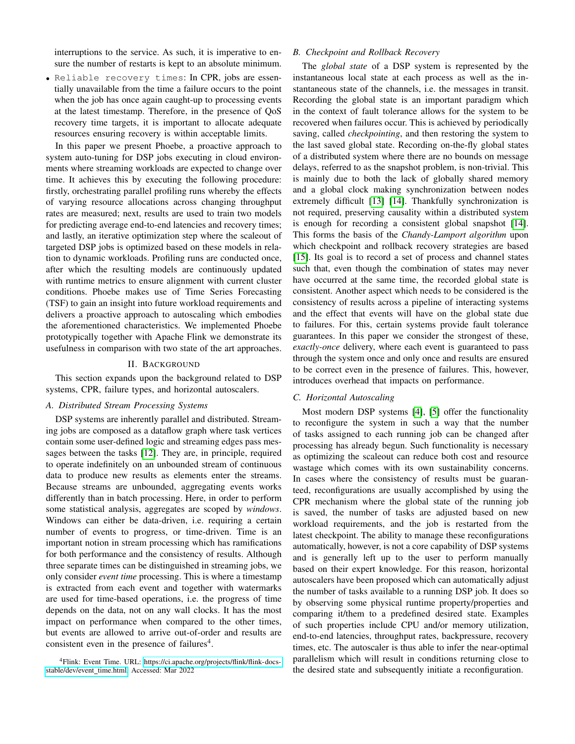interruptions to the service. As such, it is imperative to ensure the number of restarts is kept to an absolute minimum.

- `Reliable recovery times`: In CPR, jobs are essentially unavailable from the time a failure occurs to the point when the job has once again caught-up to processing events at the latest timestamp. Therefore, in the presence of QoS recovery time targets, it is important to allocate adequate resources ensuring recovery is within acceptable limits.

In this paper we present Phoebe, a proactive approach to system auto-tuning for DSP jobs executing in cloud environments where streaming workloads are expected to change over time. It achieves this by executing the following procedure: firstly, orchestrating parallel profiling runs whereby the effects of varying resource allocations across changing throughput rates are measured; next, results are used to train two models for predicting average end-to-end latencies and recovery times; and lastly, an iterative optimization step where the scaleout of targeted DSP jobs is optimized based on these models in relation to dynamic workloads. Profiling runs are conducted once, after which the resulting models are continuously updated with runtime metrics to ensure alignment with current cluster conditions. Phoebe makes use of Time Series Forecasting (TSF) to gain an insight into future workload requirements and delivers a proactive approach to autoscaling which embodies the aforementioned characteristics. We implemented Phoebe prototypically together with Apache Flink we demonstrate its usefulness in comparison with two state of the art approaches.

## II. Background

This section expands upon the background related to DSP systems, CPR, failure types, and horizontal autoscalers.

### A. Distributed Stream Processing Systems

DSP systems are inherently parallel and distributed. Streaming jobs are composed as a dataflow graph where task vertices contain some user-defined logic and streaming edges pass messages between the tasks [12]. They are, in principle, required to operate indefinitely on an unbounded stream of continuous data to produce new results as elements enter the streams. Because streams are unbounded, aggregating events works differently than in batch processing. Here, in order to perform some statistical analysis, aggregates are scoped by *windows*. Windows can either be data-driven, i.e. requiring a certain number of events to progress, or time-driven. Time is an important notion in stream processing which has ramifications for both performance and the consistency of results. Although three separate times can be distinguished in streaming jobs, we only consider *event time* processing. This is where a timestamp is extracted from each event and together with watermarks are used for time-based operations, i.e. the progress of time depends on the data, not on any wall clocks. It has the most impact on performance when compared to the other times, but events are allowed to arrive out-of-order and results are consistent even in the presence of failures[4].

[4]Flink: Event Time. URL: https://ci.apache.org/projects/flink/flink-docs-stable/dev/event_time.html. Accessed: Mar 2022

### B. Checkpoint and Rollback Recovery

The *global state* of a DSP system is represented by the instantaneous local state at each process as well as the instantaneous state of the channels, i.e. the messages in transit. Recording the global state is an important paradigm which in the context of fault tolerance allows for the system to be recovered when failures occur. This is achieved by periodically saving, called *checkpointing*, and then restoring the system to the last saved global state. Recording on-the-fly global states of a distributed system where there are no bounds on message delays, referred to as the snapshot problem, is non-trivial. This is mainly due to both the lack of globally shared memory and a global clock making synchronization between nodes extremely difficult [13] [14]. Thankfully synchronization is not required, preserving causality within a distributed system is enough for recording a consistent global snapshot [14]. This forms the basis of the *Chandy-Lamport algorithm* upon which checkpoint and rollback recovery strategies are based [15]. Its goal is to record a set of process and channel states such that, even though the combination of states may never have occurred at the same time, the recorded global state is consistent. Another aspect which needs to be considered is the consistency of results across a pipeline of interacting systems and the effect that events will have on the global state due to failures. For this, certain systems provide fault tolerance guarantees. In this paper we consider the strongest of these, *exactly-once* delivery, where each event is guaranteed to pass through the system once and only once and results are ensured to be correct even in the presence of failures. This, however, introduces overhead that impacts on performance.

### C. Horizontal Autoscaling

Most modern DSP systems [4], [5] offer the functionality to reconfigure the system in such a way that the number of tasks assigned to each running job can be changed after processing has already begun. Such functionality is necessary as optimizing the scaleout can reduce both cost and resource wastage which comes with its own sustainability concerns. In cases where the consistency of results must be guaranteed, reconfigurations are usually accomplished by using the CPR mechanism where the global state of the running job is saved, the number of tasks are adjusted based on new workload requirements, and the job is restarted from the latest checkpoint. The ability to manage these reconfigurations automatically, however, is not a core capability of DSP systems and is generally left up to the user to perform manually based on their expert knowledge. For this reason, horizontal autoscalers have been proposed which can automatically adjust the number of tasks available to a running DSP job. It does so by observing some physical runtime property/properties and comparing it/them to a predefined desired state. Examples of such properties include CPU and/or memory utilization, end-to-end latencies, throughput rates, backpressure, recovery times, etc. The autoscaler is thus able to infer the near-optimal parallelism which will result in conditions returning close to the desired state and subsequently initiate a reconfiguration.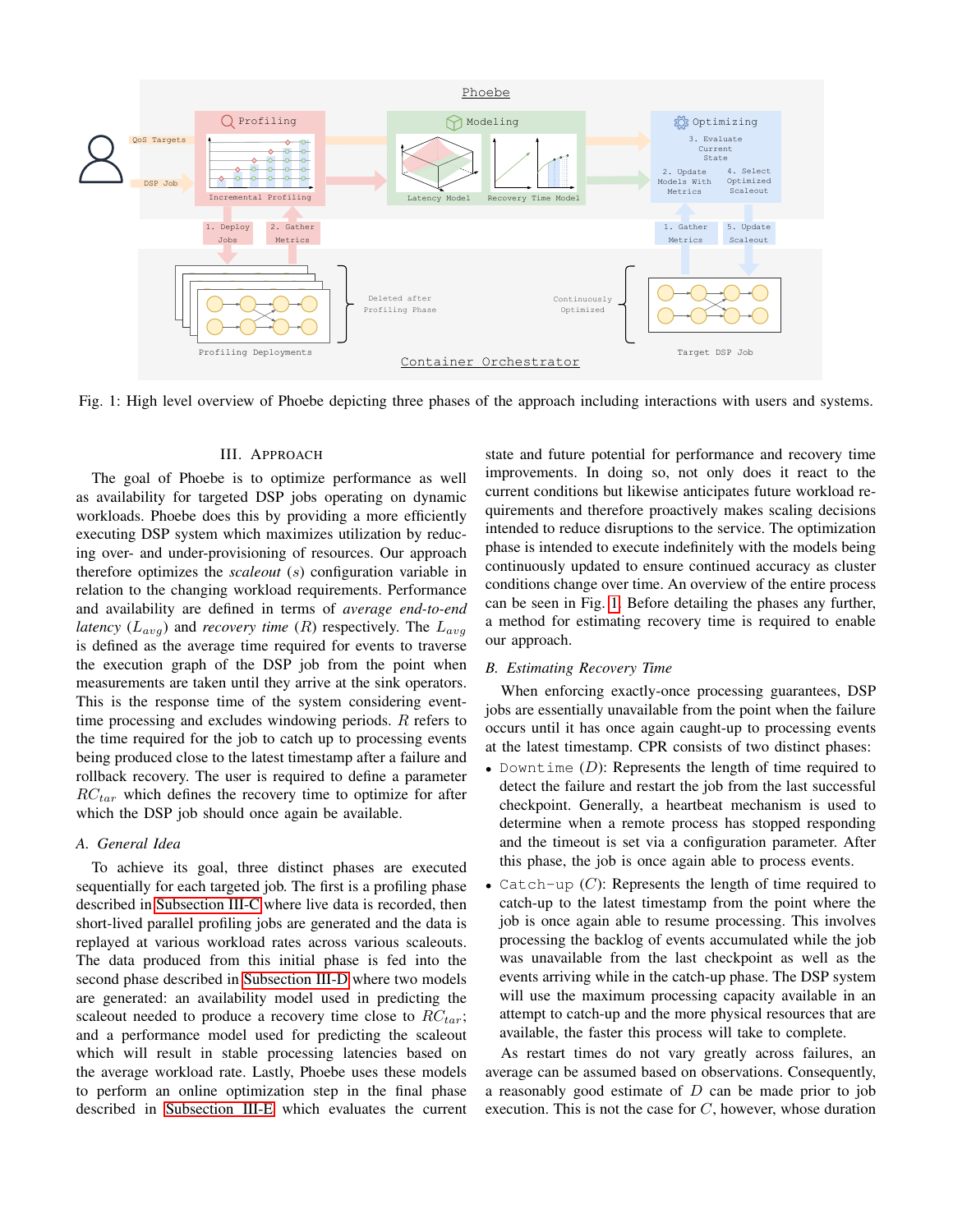Fig. 1: High level overview of Phoebe depicting three phases of the approach including interactions with users and systems.

## III. Approach

The goal of Phoebe is to optimize performance as well as availability for targeted DSP jobs operating on dynamic workloads. Phoebe does this by providing a more efficiently executing DSP system which maximizes utilization by reducing over- and under-provisioning of resources. Our approach therefore optimizes the *scaleout* ($s$) configuration variable in relation to the changing workload requirements. Performance and availability are defined in terms of *average end-to-end latency* ($L_{avg}$) and *recovery time* ($R$) respectively. The $L_{avg}$ is defined as the average time required for events to traverse the execution graph of the DSP job from the point when measurements are taken until they arrive at the sink operators. This is the response time of the system considering event-time processing and excludes windowing periods. $R$ refers to the time required for the job to catch up to processing events being produced close to the latest timestamp after a failure and rollback recovery. The user is required to define a parameter $RC_{tar}$ which defines the recovery time to optimize for after which the DSP job should once again be available.

### A. General Idea

To achieve its goal, three distinct phases are executed sequentially for each targeted job. The first is a profiling phase described in Subsection III-C where live data is recorded, then short-lived parallel profiling jobs are generated and the data is replayed at various workload rates across various scaleouts. The data produced from this initial phase is fed into the second phase described in Subsection III-D where two models are generated: an availability model used in predicting the scaleout needed to produce a recovery time close to $RC_{tar}$; and a performance model used for predicting the scaleout which will result in stable processing latencies based on the average workload rate. Lastly, Phoebe uses these models to perform an online optimization step in the final phase described in Subsection III-E which evaluates the current state and future potential for performance and recovery time improvements. In doing so, not only does it react to the current conditions but likewise anticipates future workload requirements and therefore proactively makes scaling decisions intended to reduce disruptions to the service. The optimization phase is intended to execute indefinitely with the models being continuously updated to ensure continued accuracy as cluster conditions change over time. An overview of the entire process can be seen in Fig. 1. Before detailing the phases any further, a method for estimating recovery time is required to enable our approach.

### B. Estimating Recovery Time

When enforcing exactly-once processing guarantees, DSP jobs are essentially unavailable from the point when the failure occurs until it has once again caught-up to processing events at the latest timestamp. CPR consists of two distinct phases:

- `Downtime` ($D$): Represents the length of time required to detect the failure and restart the job from the last successful checkpoint. Generally, a heartbeat mechanism is used to determine when a remote process has stopped responding and the timeout is set via a configuration parameter. After this phase, the job is once again able to process events.
- `Catch-up` ($C$): Represents the length of time required to catch-up to the latest timestamp from the point where the job is once again able to resume processing. This involves processing the backlog of events accumulated while the job was unavailable from the last checkpoint as well as the events arriving while in the catch-up phase. The DSP system will use the maximum processing capacity available in an attempt to catch-up and the more physical resources that are available, the faster this process will take to complete.

As restart times do not vary greatly across failures, an average can be assumed based on observations. Consequently, a reasonably good estimate of $D$ can be made prior to job execution. This is not the case for $C$, however, whose duration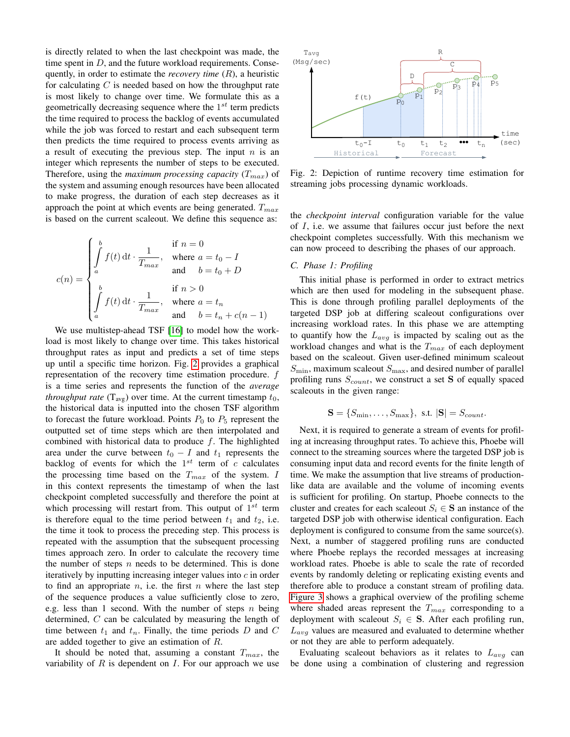is directly related to when the last checkpoint was made, the time spent in $D$, and the future workload requirements. Consequently, in order to estimate the *recovery time* ($R$), a heuristic for calculating $C$ is needed based on how the throughput rate is most likely to change over time. We formulate this as a geometrically decreasing sequence where the $1^{st}$ term predicts the time required to process the backlog of events accumulated while the job was forced to restart and each subsequent term then predicts the time required to process events arriving as a result of executing the previous step. The input $n$ is an integer which represents the number of steps to be executed. Therefore, using the *maximum processing capacity* ($T_{max}$) of the system and assuming enough resources have been allocated to make progress, the duration of each step decreases as it approach the point at which events are being generated. $T_{max}$ is based on the current scaleout. We define this sequence as:

$$
c(n) = \begin{cases} \displaystyle\int_a^b f(t)\,\mathrm{d}t \cdot \frac{1}{T_{max}}, & \begin{array}{l} \text{if } n = 0 \\ \text{where } a = t_0 - I \\ \text{and } \quad b = t_0 + D \end{array} \\ \displaystyle\int_a^b f(t)\,\mathrm{d}t \cdot \frac{1}{T_{max}}, & \begin{array}{l} \text{if } n > 0 \\ \text{where } a = t_n \\ \text{and } \quad b = t_n + c(n-1) \end{array} \end{cases}
$$

We use multistep-ahead TSF [16] to model how the workload is most likely to change over time. This takes historical throughput rates as input and predicts a set of time steps up until a specific time horizon. Fig. 2 provides a graphical representation of the recovery time estimation procedure. $f$ is a time series and represents the function of the *average throughput rate* ($T_{avg}$) over time. At the current timestamp $t_0$, the historical data is inputted into the chosen TSF algorithm to forecast the future workload. Points $P_0$ to $P_5$ represent the outputted set of time steps which are then interpolated and combined with historical data to produce $f$. The highlighted area under the curve between $t_0 - I$ and $t_1$ represents the backlog of events for which the $1^{st}$ term of $c$ calculates the processing time based on the $T_{max}$ of the system. $I$ in this context represents the timestamp of when the last checkpoint completed successfully and therefore the point at which processing will restart from. This output of $1^{st}$ term is therefore equal to the time period between $t_1$ and $t_2$, i.e. the time it took to process the preceding step. This process is repeated with the assumption that the subsequent processing times approach zero. In order to calculate the recovery time the number of steps $n$ needs to be determined. This is done iteratively by inputting increasing integer values into $c$ in order to find an appropriate $n$, i.e. the first $n$ where the last step of the sequence produces a value sufficiently close to zero, e.g. less than 1 second. With the number of steps $n$ being determined, $C$ can be calculated by measuring the length of time between $t_1$ and $t_n$. Finally, the time periods $D$ and $C$ are added together to give an estimation of $R$.

It should be noted that, assuming a constant $T_{max}$, the variability of $R$ is dependent on $I$. For our approach we use the *checkpoint interval* configuration variable for the value of $I$, i.e. we assume that failures occur just before the next checkpoint completes successfully. With this mechanism we can now proceed to describing the phases of our approach.

Fig. 2: Depiction of runtime recovery time estimation for streaming jobs processing dynamic workloads.

### C. Phase 1: Profiling

This initial phase is performed in order to extract metrics which are then used for modeling in the subsequent phase. This is done through profiling parallel deployments of the targeted DSP job at differing scaleout configurations over increasing workload rates. In this phase we are attempting to quantify how the $L_{avg}$ is impacted by scaling out as the workload changes and what is the $T_{max}$ of each deployment based on the scaleout. Given user-defined minimum scaleout $S_{\min}$, maximum scaleout $S_{\max}$, and desired number of parallel profiling runs $S_{count}$, we construct a set $\mathbf{S}$ of equally spaced scaleouts in the given range:

$$
\mathbf{S} = \{S_{\min}, \ldots, S_{\max}\}, \text{ s.t. } |\mathbf{S}| = S_{count}.
$$

Next, it is required to generate a stream of events for profiling at increasing throughput rates. To achieve this, Phoebe will connect to the streaming sources where the targeted DSP job is consuming input data and record events for the finite length of time. We make the assumption that live streams of production-like data are available and the volume of incoming events is sufficient for profiling. On startup, Phoebe connects to the cluster and creates for each scaleout $S_i \in \mathbf{S}$ an instance of the targeted DSP job with otherwise identical configuration. Each deployment is configured to consume from the same source(s). Next, a number of staggered profiling runs are conducted where Phoebe replays the recorded messages at increasing workload rates. Phoebe is able to scale the rate of recorded events by randomly deleting or replicating existing events and therefore able to produce a constant stream of profiling data. Figure 3 shows a graphical overview of the profiling scheme where shaded areas represent the $T_{max}$ corresponding to a deployment with scaleout $S_i \in \mathbf{S}$. After each profiling run, $L_{avg}$ values are measured and evaluated to determine whether or not they are able to perform adequately.

Evaluating scaleout behaviors as it relates to $L_{avg}$ can be done using a combination of clustering and regression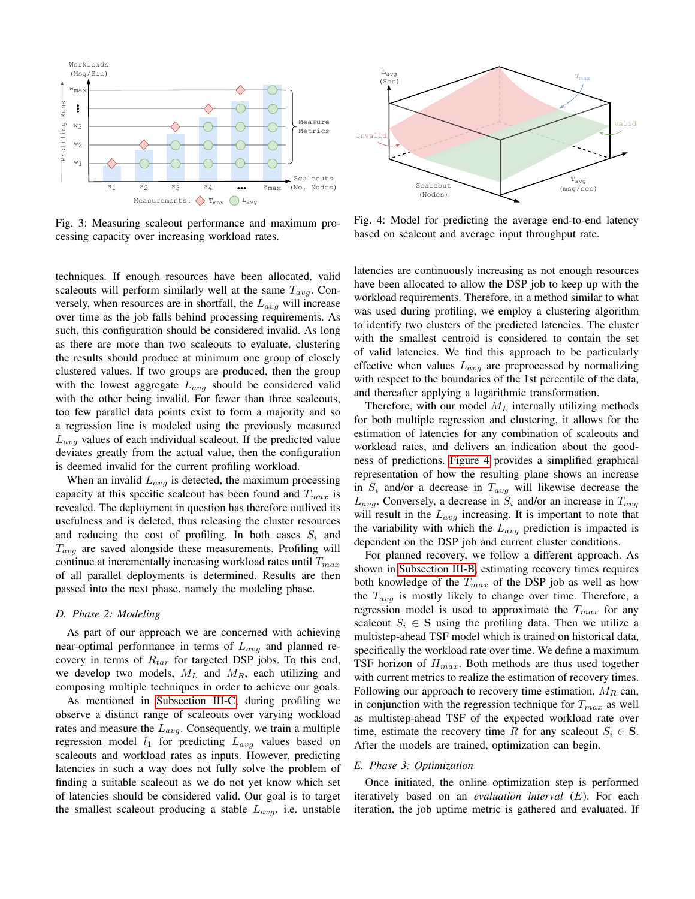Fig. 3: Measuring scaleout performance and maximum processing capacity over increasing workload rates.

Fig. 4: Model for predicting the average end-to-end latency based on scaleout and average input throughput rate.

techniques. If enough resources have been allocated, valid scaleouts will perform similarly well at the same $T_{avg}$. Conversely, when resources are in shortfall, the $L_{avg}$ will increase over time as the job falls behind processing requirements. As such, this configuration should be considered invalid. As long as there are more than two scaleouts to evaluate, clustering the results should produce at minimum one group of closely clustered values. If two groups are produced, then the group with the lowest aggregate $L_{avg}$ should be considered valid with the other being invalid. For fewer than three scaleouts, too few parallel data points exist to form a majority and so a regression line is modeled using the previously measured $L_{avg}$ values of each individual scaleout. If the predicted value deviates greatly from the actual value, then the configuration is deemed invalid for the current profiling workload.

When an invalid $L_{avg}$ is detected, the maximum processing capacity at this specific scaleout has been found and $T_{max}$ is revealed. The deployment in question has therefore outlived its usefulness and is deleted, thus releasing the cluster resources and reducing the cost of profiling. In both cases $S_i$ and $T_{avg}$ are saved alongside these measurements. Profiling will continue at incrementally increasing workload rates until $T_{max}$ of all parallel deployments is determined. Results are then passed into the next phase, namely the modeling phase.

### D. Phase 2: Modeling

As part of our approach we are concerned with achieving near-optimal performance in terms of $L_{avg}$ and planned recovery in terms of $R_{tar}$ for targeted DSP jobs. To this end, we develop two models, $M_L$ and $M_R$, each utilizing and composing multiple techniques in order to achieve our goals.

As mentioned in Subsection III-C, during profiling we observe a distinct range of scaleouts over varying workload rates and measure the $L_{avg}$. Consequently, we train a multiple regression model $l_1$ for predicting $L_{avg}$ values based on scaleouts and workload rates as inputs. However, predicting latencies in such a way does not fully solve the problem of finding a suitable scaleout as we do not yet know which set of latencies should be considered valid. Our goal is to target the smallest scaleout producing a stable $L_{avg}$, i.e. unstable latencies are continuously increasing as not enough resources have been allocated to allow the DSP job to keep up with the workload requirements. Therefore, in a method similar to what was used during profiling, we employ a clustering algorithm to identify two clusters of the predicted latencies. The cluster with the smallest centroid is considered to contain the set of valid latencies. We find this approach to be particularly effective when values $L_{avg}$ are preprocessed by normalizing with respect to the boundaries of the 1st percentile of the data, and thereafter applying a logarithmic transformation.

Therefore, with our model $M_L$ internally utilizing methods for both multiple regression and clustering, it allows for the estimation of latencies for any combination of scaleouts and workload rates, and delivers an indication about the goodness of predictions. Figure 4 provides a simplified graphical representation of how the resulting plane shows an increase in $S_i$ and/or a decrease in $T_{avg}$ will likewise decrease the $L_{avg}$. Conversely, a decrease in $S_i$ and/or an increase in $T_{avg}$ will result in the $L_{avg}$ increasing. It is important to note that the variability with which the $L_{avg}$ prediction is impacted is dependent on the DSP job and current cluster conditions.

For planned recovery, we follow a different approach. As shown in Subsection III-B, estimating recovery times requires both knowledge of the $T_{max}$ of the DSP job as well as how the $T_{avg}$ is mostly likely to change over time. Therefore, a regression model is used to approximate the $T_{max}$ for any scaleout $S_i \in \mathbf{S}$ using the profiling data. Then we utilize a multistep-ahead TSF model which is trained on historical data, specifically the workload rate over time. We define a maximum TSF horizon of $H_{max}$. Both methods are thus used together with current metrics to realize the estimation of recovery times. Following our approach to recovery time estimation, $M_R$ can, in conjunction with the regression technique for $T_{max}$ as well as multistep-ahead TSF of the expected workload rate over time, estimate the recovery time $R$ for any scaleout $S_i \in \mathbf{S}$. After the models are trained, optimization can begin.

### E. Phase 3: Optimization

Once initiated, the online optimization step is performed iteratively based on an *evaluation interval* ($E$). For each iteration, the job uptime metric is gathered and evaluated. If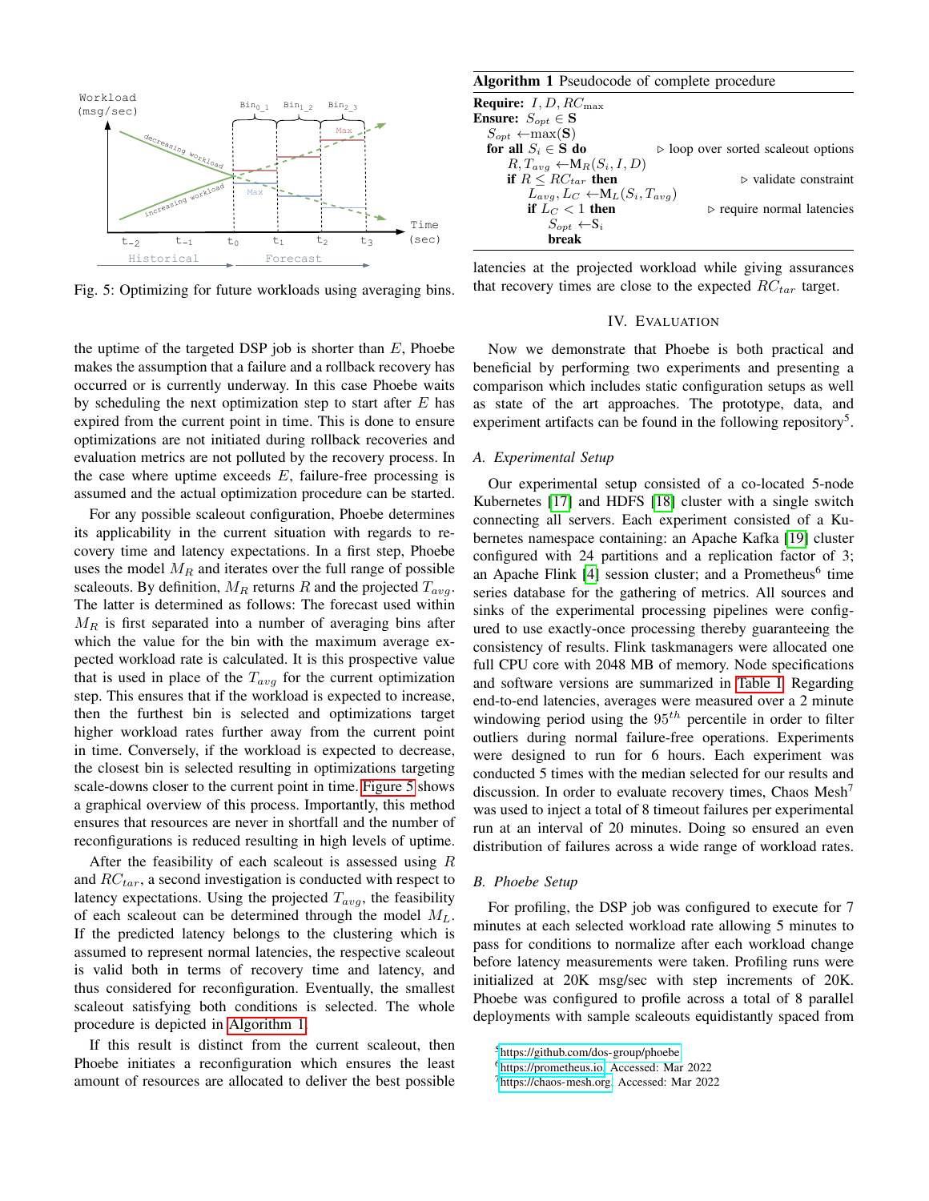Fig. 5: Optimizing for future workloads using averaging bins.

the uptime of the targeted DSP job is shorter than $E$, Phoebe makes the assumption that a failure and a rollback recovery has occurred or is currently underway. In this case Phoebe waits by scheduling the next optimization step to start after $E$ has expired from the current point in time. This is done to ensure optimizations are not initiated during rollback recoveries and evaluation metrics are not polluted by the recovery process. In the case where uptime exceeds $E$, failure-free processing is assumed and the actual optimization procedure can be started.

For any possible scaleout configuration, Phoebe determines its applicability in the current situation with regards to recovery time and latency expectations. In a first step, Phoebe uses the model $M_R$ and iterates over the full range of possible scaleouts. By definition, $M_R$ returns $R$ and the projected $T_{avg}$. The latter is determined as follows: The forecast used within $M_R$ is first separated into a number of averaging bins after which the value for the bin with the maximum average expected workload rate is calculated. It is this prospective value that is used in place of the $T_{avg}$ for the current optimization step. This ensures that if the workload is expected to increase, then the furthest bin is selected and optimizations target higher workload rates further away from the current point in time. Conversely, if the workload is expected to decrease, the closest bin is selected resulting in optimizations targeting scale-downs closer to the current point in time. Figure 5 shows a graphical overview of this process. Importantly, this method ensures that resources are never in shortfall and the number of reconfigurations is reduced resulting in high levels of uptime.

After the feasibility of each scaleout is assessed using $R$ and $RC_{tar}$, a second investigation is conducted with respect to latency expectations. Using the projected $T_{avg}$, the feasibility of each scaleout can be determined through the model $M_L$. If the predicted latency belongs to the clustering which is assumed to represent normal latencies, the respective scaleout is valid both in terms of recovery time and latency, and thus considered for reconfiguration. Eventually, the smallest scaleout satisfying both conditions is selected. The whole procedure is depicted in Algorithm 1.

If this result is distinct from the current scaleout, then Phoebe initiates a reconfiguration which ensures the least amount of resources are allocated to deliver the best possible latencies at the projected workload while giving assurances that recovery times are close to the expected $RC_{tar}$ target.

**Algorithm 1** Pseudocode of complete procedure

```
Require: I, D, RC_max
Ensure: S_opt ∈ S
  S_opt ← max(S)
  for all S_i ∈ S do                      ▷ loop over sorted scaleout options
      R, T_avg ← M_R(S_i, I, D)
      if R ≤ RC_tar then                  ▷ validate constraint
          L_avg, L_C ← M_L(S_i, T_avg)
          if L_C < 1 then                 ▷ require normal latencies
              S_opt ← S_i
              break
```

## IV. Evaluation

Now we demonstrate that Phoebe is both practical and beneficial by performing two experiments and presenting a comparison which includes static configuration setups as well as state of the art approaches. The prototype, data, and experiment artifacts can be found in the following repository[5].

### A. Experimental Setup

Our experimental setup consisted of a co-located 5-node Kubernetes [17] and HDFS [18] cluster with a single switch connecting all servers. Each experiment consisted of a Kubernetes namespace containing: an Apache Kafka [19] cluster configured with 24 partitions and a replication factor of 3; an Apache Flink [4] session cluster; and a Prometheus[6] time series database for the gathering of metrics. All sources and sinks of the experimental processing pipelines were configured to use exactly-once processing thereby guaranteeing the consistency of results. Flink taskmanagers were allocated one full CPU core with 2048 MB of memory. Node specifications and software versions are summarized in Table I. Regarding end-to-end latencies, averages were measured over a 2 minute windowing period using the $95^{th}$ percentile in order to filter outliers during normal failure-free operations. Experiments were designed to run for 6 hours. Each experiment was conducted 5 times with the median selected for our results and discussion. In order to evaluate recovery times, Chaos Mesh[7] was used to inject a total of 8 timeout failures per experimental run at an interval of 20 minutes. Doing so ensured an even distribution of failures across a wide range of workload rates.

### B. Phoebe Setup

For profiling, the DSP job was configured to execute for 7 minutes at each selected workload rate allowing 5 minutes to pass for conditions to normalize after each workload change before latency measurements were taken. Profiling runs were initialized at 20K msg/sec with step increments of 20K. Phoebe was configured to profile across a total of 8 parallel deployments with sample scaleouts equidistantly spaced from

[5] https://github.com/dos-group/phoebe

[6] https://prometheus.io, Accessed: Mar 2022

[7] https://chaos-mesh.org, Accessed: Mar 2022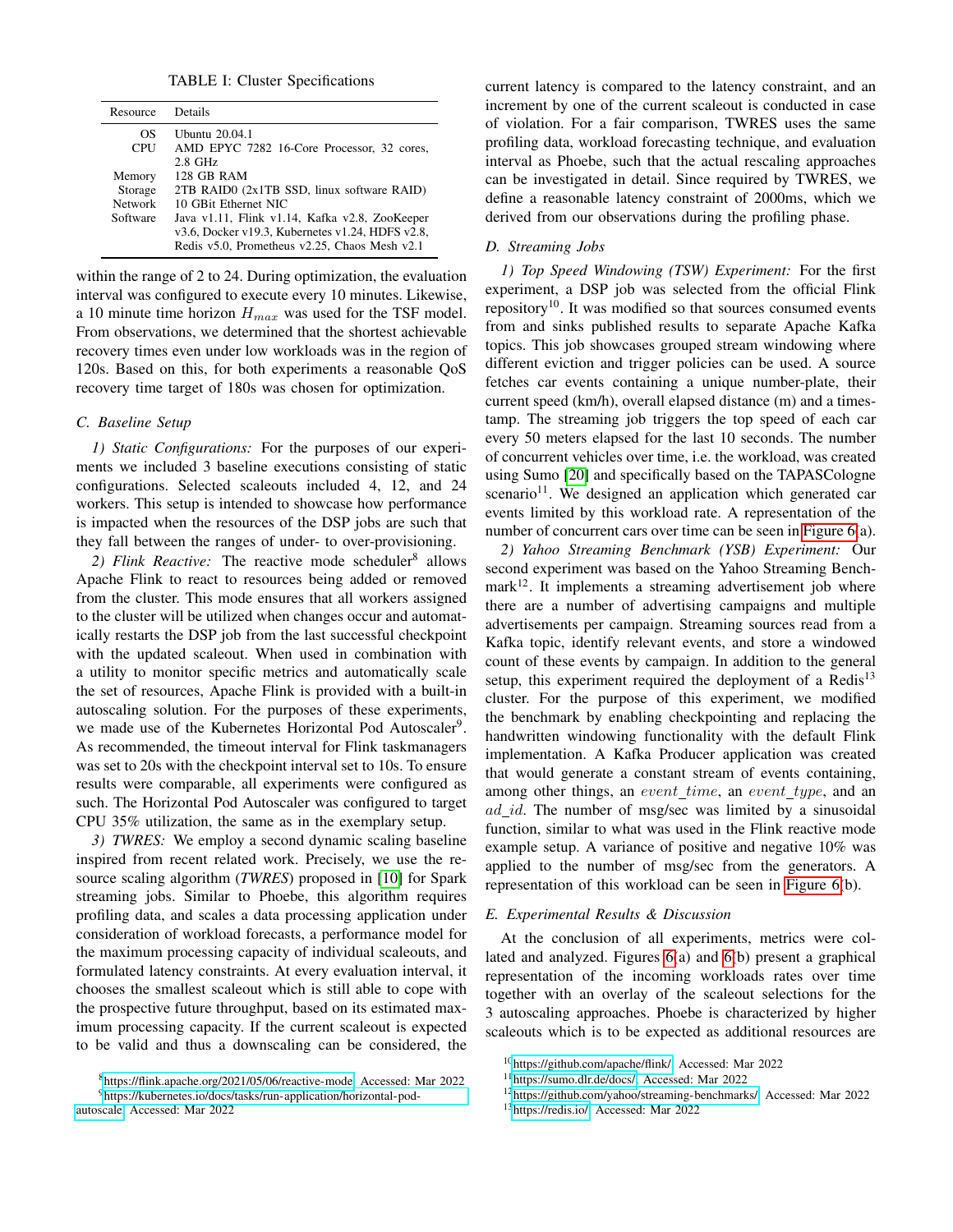TABLE I: Cluster Specifications

| Resource | Details |
| --- | --- |
| OS | Ubuntu 20.04.1 |
| CPU | AMD EPYC 7282 16-Core Processor, 32 cores, 2.8 GHz |
| Memory | 128 GB RAM |
| Storage | 2TB RAID0 (2x1TB SSD, linux software RAID) |
| Network | 10 GBit Ethernet NIC |
| Software | Java v1.11, Flink v1.14, Kafka v2.8, ZooKeeper v3.6, Docker v19.3, Kubernetes v1.24, HDFS v2.8, Redis v5.0, Prometheus v2.25, Chaos Mesh v2.1 |

within the range of 2 to 24. During optimization, the evaluation interval was configured to execute every 10 minutes. Likewise, a 10 minute time horizon $H_{max}$ was used for the TSF model. From observations, we determined that the shortest achievable recovery times even under low workloads was in the region of 120s. Based on this, for both experiments a reasonable QoS recovery time target of 180s was chosen for optimization.

### C. Baseline Setup

*1) Static Configurations:* For the purposes of our experiments we included 3 baseline executions consisting of static configurations. Selected scaleouts included 4, 12, and 24 workers. This setup is intended to showcase how performance is impacted when the resources of the DSP jobs are such that they fall between the ranges of under- to over-provisioning.

*2) Flink Reactive:* The reactive mode scheduler[8] allows Apache Flink to react to resources being added or removed from the cluster. This mode ensures that all workers assigned to the cluster will be utilized when changes occur and automatically restarts the DSP job from the last successful checkpoint with the updated scaleout. When used in combination with a utility to monitor specific metrics and automatically scale the set of resources, Apache Flink is provided with a built-in autoscaling solution. For the purposes of these experiments, we made use of the Kubernetes Horizontal Pod Autoscaler[9]. As recommended, the timeout interval for Flink taskmanagers was set to 20s with the checkpoint interval set to 10s. To ensure results were comparable, all experiments were configured as such. The Horizontal Pod Autoscaler was configured to target CPU 35% utilization, the same as in the exemplary setup.

*3) TWRES:* We employ a second dynamic scaling baseline inspired from recent related work. Precisely, we use the resource scaling algorithm (*TWRES*) proposed in [10] for Spark streaming jobs. Similar to Phoebe, this algorithm requires profiling data, and scales a data processing application under consideration of workload forecasts, a performance model for the maximum processing capacity of individual scaleouts, and formulated latency constraints. At every evaluation interval, it chooses the smallest scaleout which is still able to cope with the prospective future throughput, based on its estimated maximum processing capacity. If the current scaleout is expected to be valid and thus a downscaling can be considered, the current latency is compared to the latency constraint, and an increment by one of the current scaleout is conducted in case of violation. For a fair comparison, TWRES uses the same profiling data, workload forecasting technique, and evaluation interval as Phoebe, such that the actual rescaling approaches can be investigated in detail. Since required by TWRES, we define a reasonable latency constraint of 2000ms, which we derived from our observations during the profiling phase.

### D. Streaming Jobs

*1) Top Speed Windowing (TSW) Experiment:* For the first experiment, a DSP job was selected from the official Flink repository[10]. It was modified so that sources consumed events from and sinks published results to separate Apache Kafka topics. This job showcases grouped stream windowing where different eviction and trigger policies can be used. A source fetches car events containing a unique number-plate, their current speed (km/h), overall elapsed distance (m) and a timestamp. The streaming job triggers the top speed of each car every 50 meters elapsed for the last 10 seconds. The number of concurrent vehicles over time, i.e. the workload, was created using Sumo [20] and specifically based on the TAPASCologne scenario[11]. We designed an application which generated car events limited by this workload rate. A representation of the number of concurrent cars over time can be seen in Figure 6(a).

*2) Yahoo Streaming Benchmark (YSB) Experiment:* Our second experiment was based on the Yahoo Streaming Benchmark[12]. It implements a streaming advertisement job where there are a number of advertising campaigns and multiple advertisements per campaign. Streaming sources read from a Kafka topic, identify relevant events, and store a windowed count of these events by campaign. In addition to the general setup, this experiment required the deployment of a Redis[13] cluster. For the purpose of this experiment, we modified the benchmark by enabling checkpointing and replacing the handwritten windowing functionality with the default Flink implementation. A Kafka Producer application was created that would generate a constant stream of events containing, among other things, an $event\_time$, an $event\_type$, and an $ad\_id$. The number of msg/sec was limited by a sinusoidal function, similar to what was used in the Flink reactive mode example setup. A variance of positive and negative 10% was applied to the number of msg/sec from the generators. A representation of this workload can be seen in Figure 6(b).

### E. Experimental Results & Discussion

At the conclusion of all experiments, metrics were collated and analyzed. Figures 6(a) and 6(b) present a graphical representation of the incoming workloads rates over time together with an overlay of the scaleout selections for the 3 autoscaling approaches. Phoebe is characterized by higher scaleouts which is to be expected as additional resources are

[8] https://flink.apache.org/2021/05/06/reactive-mode Accessed: Mar 2022

[9] https://kubernetes.io/docs/tasks/run-application/horizontal-pod-autoscale Accessed: Mar 2022

[10] https://github.com/apache/flink/ Accessed: Mar 2022

[11] https://sumo.dlr.de/docs/ Accessed: Mar 2022

[12] https://github.com/yahoo/streaming-benchmarks/ Accessed: Mar 2022

[13] https://redis.io/ Accessed: Mar 2022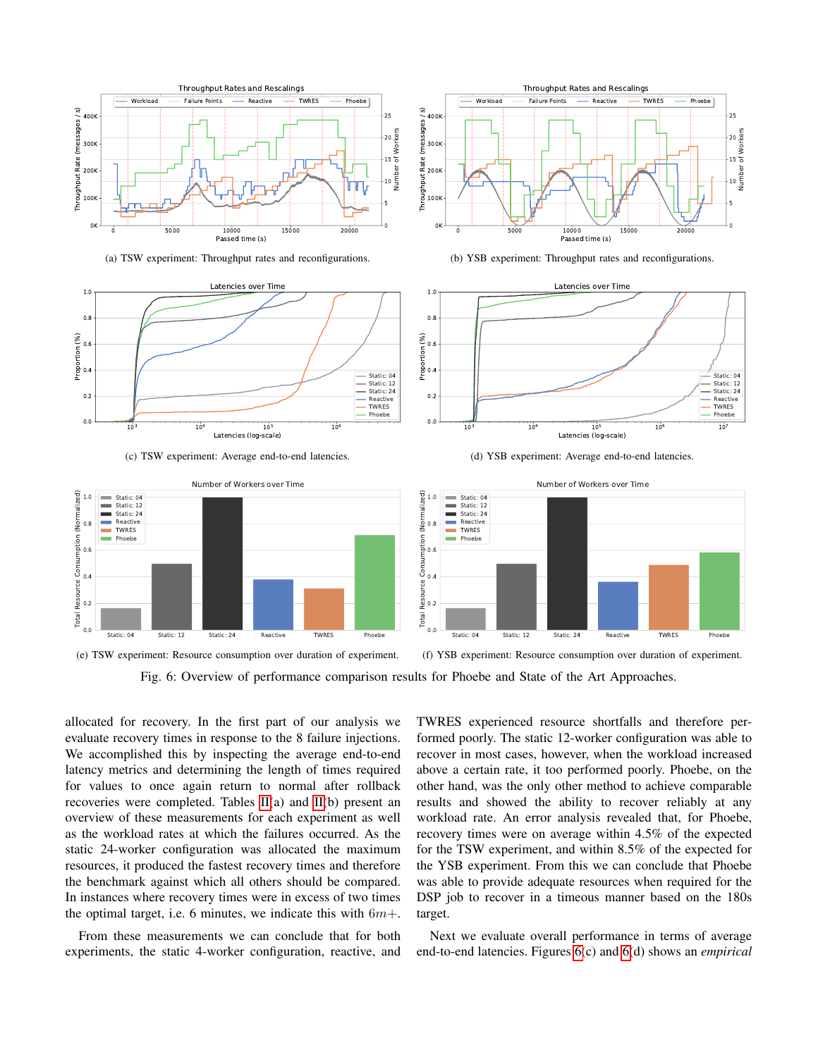(a) TSW experiment: Throughput rates and reconfigurations.

(b) YSB experiment: Throughput rates and reconfigurations.

(c) TSW experiment: Average end-to-end latencies.

(d) YSB experiment: Average end-to-end latencies.

(e) TSW experiment: Resource consumption over duration of experiment.

(f) YSB experiment: Resource consumption over duration of experiment.

Fig. 6: Overview of performance comparison results for Phoebe and State of the Art Approaches.

allocated for recovery. In the first part of our analysis we evaluate recovery times in response to the 8 failure injections. We accomplished this by inspecting the average end-to-end latency metrics and determining the length of times required for values to once again return to normal after rollback recoveries were completed. Tables II(a) and II(b) present an overview of these measurements for each experiment as well as the workload rates at which the failures occurred. As the static 24-worker configuration was allocated the maximum resources, it produced the fastest recovery times and therefore the benchmark against which all others should be compared. In instances where recovery times were in excess of two times the optimal target, i.e. 6 minutes, we indicate this with $6m+$.

From these measurements we can conclude that for both experiments, the static 4-worker configuration, reactive, and TWRES experienced resource shortfalls and therefore performed poorly. The static 12-worker configuration was able to recover in most cases, however, when the workload increased above a certain rate, it too performed poorly. Phoebe, on the other hand, was the only other method to achieve comparable results and showed the ability to recover reliably at any workload rate. An error analysis revealed that, for Phoebe, recovery times were on average within 4.5% of the expected for the TSW experiment, and within 8.5% of the expected for the YSB experiment. From this we can conclude that Phoebe was able to provide adequate resources when required for the DSP job to recover in a timeous manner based on the 180s target.

Next we evaluate overall performance in terms of average end-to-end latencies. Figures 6(c) and 6(d) shows an *empirical*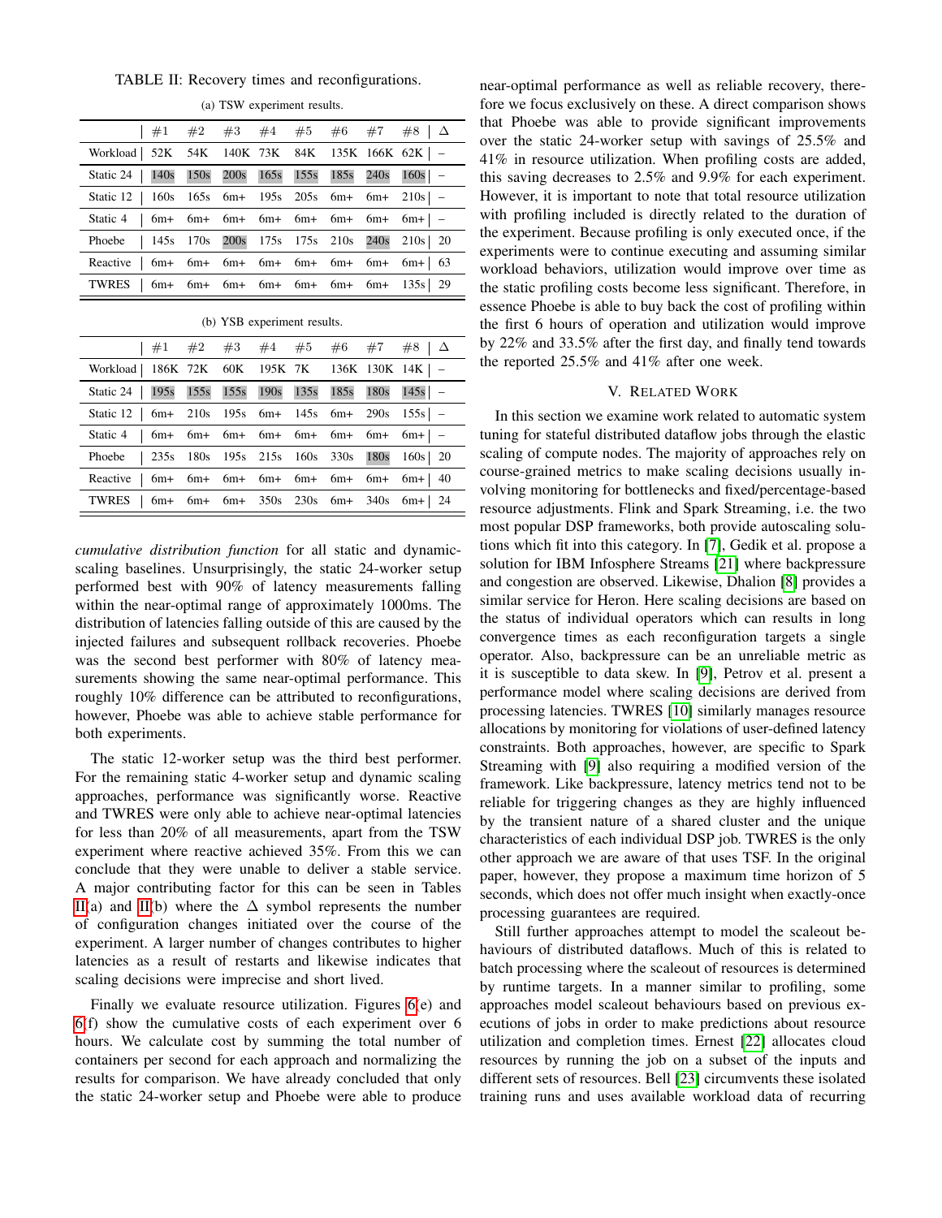TABLE II: Recovery times and reconfigurations.

(a) TSW experiment results.

| | #1 | #2 | #3 | #4 | #5 | #6 | #7 | #8 | Δ |
|---|---|---|---|---|---|---|---|---|---|
| Workload | 52K | 54K | 140K | 73K | 84K | 135K | 166K | 62K | – |
| Static 24 | 140s | 150s | 200s | 165s | 155s | 185s | 240s | 160s | – |
| Static 12 | 160s | 165s | 6m+ | 195s | 205s | 6m+ | 6m+ | 210s | – |
| Static 4 | 6m+ | 6m+ | 6m+ | 6m+ | 6m+ | 6m+ | 6m+ | 6m+ | – |
| Phoebe | 145s | 170s | 200s | 175s | 175s | 210s | 240s | 210s | 20 |
| Reactive | 6m+ | 6m+ | 6m+ | 6m+ | 6m+ | 6m+ | 6m+ | 6m+ | 63 |
| TWRES | 6m+ | 6m+ | 6m+ | 6m+ | 6m+ | 6m+ | 6m+ | 135s | 29 |

(b) YSB experiment results.

| | #1 | #2 | #3 | #4 | #5 | #6 | #7 | #8 | Δ |
|---|---|---|---|---|---|---|---|---|---|
| Workload | 186K | 72K | 60K | 195K | 7K | 136K | 130K | 14K | – |
| Static 24 | 195s | 155s | 155s | 190s | 135s | 185s | 180s | 145s | – |
| Static 12 | 6m+ | 210s | 195s | 6m+ | 145s | 6m+ | 290s | 155s | – |
| Static 4 | 6m+ | 6m+ | 6m+ | 6m+ | 6m+ | 6m+ | 6m+ | 6m+ | – |
| Phoebe | 235s | 180s | 195s | 215s | 160s | 330s | 180s | 160s | 20 |
| Reactive | 6m+ | 6m+ | 6m+ | 6m+ | 6m+ | 6m+ | 6m+ | 6m+ | 40 |
| TWRES | 6m+ | 6m+ | 6m+ | 350s | 230s | 6m+ | 340s | 6m+ | 24 |

*cumulative distribution function* for all static and dynamic-scaling baselines. Unsurprisingly, the static 24-worker setup performed best with 90% of latency measurements falling within the near-optimal range of approximately 1000ms. The distribution of latencies falling outside of this are caused by the injected failures and subsequent rollback recoveries. Phoebe was the second best performer with 80% of latency measurements showing the same near-optimal performance. This roughly 10% difference can be attributed to reconfigurations, however, Phoebe was able to achieve stable performance for both experiments.

The static 12-worker setup was the third best performer. For the remaining static 4-worker setup and dynamic scaling approaches, performance was significantly worse. Reactive and TWRES were only able to achieve near-optimal latencies for less than 20% of all measurements, apart from the TSW experiment where reactive achieved 35%. From this we can conclude that they were unable to deliver a stable service. A major contributing factor for this can be seen in Tables II(a) and II(b) where the Δ symbol represents the number of configuration changes initiated over the course of the experiment. A larger number of changes contributes to higher latencies as a result of restarts and likewise indicates that scaling decisions were imprecise and short lived.

Finally we evaluate resource utilization. Figures 6(e) and 6(f) show the cumulative costs of each experiment over 6 hours. We calculate cost by summing the total number of containers per second for each approach and normalizing the results for comparison. We have already concluded that only the static 24-worker setup and Phoebe were able to produce near-optimal performance as well as reliable recovery, therefore we focus exclusively on these. A direct comparison shows that Phoebe was able to provide significant improvements over the static 24-worker setup with savings of 25.5% and 41% in resource utilization. When profiling costs are added, this saving decreases to 2.5% and 9.9% for each experiment. However, it is important to note that total resource utilization with profiling included is directly related to the duration of the experiment. Because profiling is only executed once, if the experiments were to continue executing and assuming similar workload behaviors, utilization would improve over time as the static profiling costs become less significant. Therefore, in essence Phoebe is able to buy back the cost of profiling within the first 6 hours of operation and utilization would improve by 22% and 33.5% after the first day, and finally tend towards the reported 25.5% and 41% after one week.

## V. Related Work

In this section we examine work related to automatic system tuning for stateful distributed dataflow jobs through the elastic scaling of compute nodes. The majority of approaches rely on course-grained metrics to make scaling decisions usually involving monitoring for bottlenecks and fixed/percentage-based resource adjustments. Flink and Spark Streaming, i.e. the two most popular DSP frameworks, both provide autoscaling solutions which fit into this category. In [7], Gedik et al. propose a solution for IBM Infosphere Streams [21] where backpressure and congestion are observed. Likewise, Dhalion [8] provides a similar service for Heron. Here scaling decisions are based on the status of individual operators which can results in long convergence times as each reconfiguration targets a single operator. Also, backpressure can be an unreliable metric as it is susceptible to data skew. In [9], Petrov et al. present a performance model where scaling decisions are derived from processing latencies. TWRES [10] similarly manages resource allocations by monitoring for violations of user-defined latency constraints. Both approaches, however, are specific to Spark Streaming with [9] also requiring a modified version of the framework. Like backpressure, latency metrics tend not to be reliable for triggering changes as they are highly influenced by the transient nature of a shared cluster and the unique characteristics of each individual DSP job. TWRES is the only other approach we are aware of that uses TSF. In the original paper, however, they propose a maximum time horizon of 5 seconds, which does not offer much insight when exactly-once processing guarantees are required.

Still further approaches attempt to model the scaleout behaviours of distributed dataflows. Much of this is related to batch processing where the scaleout of resources is determined by runtime targets. In a manner similar to profiling, some approaches model scaleout behaviours based on previous executions of jobs in order to make predictions about resource utilization and completion times. Ernest [22] allocates cloud resources by running the job on a subset of the inputs and different sets of resources. Bell [23] circumvents these isolated training runs and uses available workload data of recurring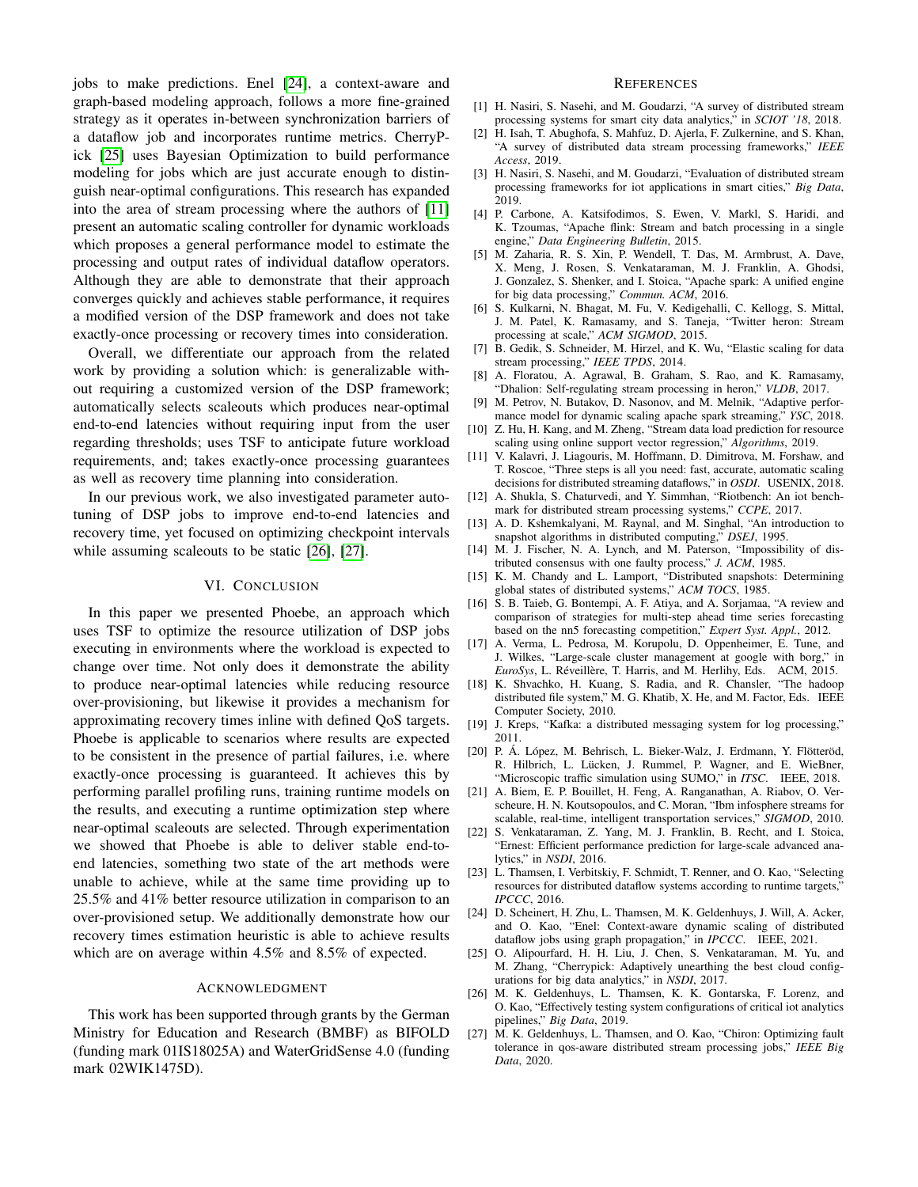jobs to make predictions. Enel [24], a context-aware and graph-based modeling approach, follows a more fine-grained strategy as it operates in-between synchronization barriers of a dataflow job and incorporates runtime metrics. CherryPick [25] uses Bayesian Optimization to build performance modeling for jobs which are just accurate enough to distinguish near-optimal configurations. This research has expanded into the area of stream processing where the authors of [11] present an automatic scaling controller for dynamic workloads which proposes a general performance model to estimate the processing and output rates of individual dataflow operators. Although they are able to demonstrate that their approach converges quickly and achieves stable performance, it requires a modified version of the DSP framework and does not take exactly-once processing or recovery times into consideration.

Overall, we differentiate our approach from the related work by providing a solution which: is generalizable without requiring a customized version of the DSP framework; automatically selects scaleouts which produces near-optimal end-to-end latencies without requiring input from the user regarding thresholds; uses TSF to anticipate future workload requirements, and; takes exactly-once processing guarantees as well as recovery time planning into consideration.

In our previous work, we also investigated parameter autotuning of DSP jobs to improve end-to-end latencies and recovery time, yet focused on optimizing checkpoint intervals while assuming scaleouts to be static [26], [27].

## VI. Conclusion

In this paper we presented Phoebe, an approach which uses TSF to optimize the resource utilization of DSP jobs executing in environments where the workload is expected to change over time. Not only does it demonstrate the ability to produce near-optimal latencies while reducing resource over-provisioning, but likewise it provides a mechanism for approximating recovery times inline with defined QoS targets. Phoebe is applicable to scenarios where results are expected to be consistent in the presence of partial failures, i.e. where exactly-once processing is guaranteed. It achieves this by performing parallel profiling runs, training runtime models on the results, and executing a runtime optimization step where near-optimal scaleouts are selected. Through experimentation we showed that Phoebe is able to deliver stable end-to-end latencies, something two state of the art methods were unable to achieve, while at the same time providing up to 25.5% and 41% better resource utilization in comparison to an over-provisioned setup. We additionally demonstrate how our recovery times estimation heuristic is able to achieve results which are on average within 4.5% and 8.5% of expected.

## Acknowledgment

This work has been supported through grants by the German Ministry for Education and Research (BMBF) as BIFOLD (funding mark 01IS18025A) and WaterGridSense 4.0 (funding mark 02WIK1475D).

## References

[1] H. Nasiri, S. Nasehi, and M. Goudarzi, "A survey of distributed stream processing systems for smart city data analytics," in *SCIOT '18*, 2018.

[2] H. Isah, T. Abughofa, S. Mahfuz, D. Ajerla, F. Zulkernine, and S. Khan, "A survey of distributed data stream processing frameworks," *IEEE Access*, 2019.

[3] H. Nasiri, S. Nasehi, and M. Goudarzi, "Evaluation of distributed stream processing frameworks for iot applications in smart cities," *Big Data*, 2019.

[4] P. Carbone, A. Katsifodimos, S. Ewen, V. Markl, S. Haridi, and K. Tzoumas, "Apache flink: Stream and batch processing in a single engine," *Data Engineering Bulletin*, 2015.

[5] M. Zaharia, R. S. Xin, P. Wendell, T. Das, M. Armbrust, A. Dave, X. Meng, J. Rosen, S. Venkataraman, M. J. Franklin, A. Ghodsi, J. Gonzalez, S. Shenker, and I. Stoica, "Apache spark: A unified engine for big data processing," *Commun. ACM*, 2016.

[6] S. Kulkarni, N. Bhagat, M. Fu, V. Kedigehalli, C. Kellogg, S. Mittal, J. M. Patel, K. Ramasamy, and S. Taneja, "Twitter heron: Stream processing at scale," *ACM SIGMOD*, 2015.

[7] B. Gedik, S. Schneider, M. Hirzel, and K. Wu, "Elastic scaling for data stream processing," *IEEE TPDS*, 2014.

[8] A. Floratou, A. Agrawal, B. Graham, S. Rao, and K. Ramasamy, "Dhalion: Self-regulating stream processing in heron," *VLDB*, 2017.

[9] M. Petrov, N. Butakov, D. Nasonov, and M. Melnik, "Adaptive performance model for dynamic scaling apache spark streaming," *YSC*, 2018.

[10] Z. Hu, H. Kang, and M. Zheng, "Stream data load prediction for resource scaling using online support vector regression," *Algorithms*, 2019.

[11] V. Kalavri, J. Liagouris, M. Hoffmann, D. Dimitrova, M. Forshaw, and T. Roscoe, "Three steps is all you need: fast, accurate, automatic scaling decisions for distributed streaming dataflows," in *OSDI*. USENIX, 2018.

[12] A. Shukla, S. Chaturvedi, and Y. Simmhan, "Riotbench: An iot benchmark for distributed stream processing systems," *CCPE*, 2017.

[13] A. D. Kshemkalyani, M. Raynal, and M. Singhal, "An introduction to snapshot algorithms in distributed computing," *DSEJ*, 1995.

[14] M. J. Fischer, N. A. Lynch, and M. Paterson, "Impossibility of distributed consensus with one faulty process," *J. ACM*, 1985.

[15] K. M. Chandy and L. Lamport, "Distributed snapshots: Determining global states of distributed systems," *ACM TOCS*, 1985.

[16] S. B. Taieb, G. Bontempi, A. F. Atiya, and A. Sorjamaa, "A review and comparison of strategies for multi-step ahead time series forecasting based on the nn5 forecasting competition," *Expert Syst. Appl.*, 2012.

[17] A. Verma, L. Pedrosa, M. Korupolu, D. Oppenheimer, E. Tune, and J. Wilkes, "Large-scale cluster management at google with borg," in *EuroSys*, L. Réveillère, T. Harris, and M. Herlihy, Eds. ACM, 2015.

[18] K. Shvachko, H. Kuang, S. Radia, and R. Chansler, "The hadoop distributed file system," M. G. Khatib, X. He, and M. Factor, Eds. IEEE Computer Society, 2010.

[19] J. Kreps, "Kafka: a distributed messaging system for log processing," 2011.

[20] P. Á. López, M. Behrisch, L. Bieker-Walz, J. Erdmann, Y. Flötteröd, R. Hilbrich, L. Lücken, J. Rummel, P. Wagner, and E. WieBner, "Microscopic traffic simulation using SUMO," in *ITSC*. IEEE, 2018.

[21] A. Biem, E. P. Bouillet, H. Feng, A. Ranganathan, A. Riabov, O. Verscheure, H. N. Koutsopoulos, and C. Moran, "Ibm infosphere streams for scalable, real-time, intelligent transportation services," *SIGMOD*, 2010.

[22] S. Venkataraman, Z. Yang, M. J. Franklin, B. Recht, and I. Stoica, "Ernest: Efficient performance prediction for large-scale advanced analytics," in *NSDI*, 2016.

[23] L. Thamsen, I. Verbitskiy, F. Schmidt, T. Renner, and O. Kao, "Selecting resources for distributed dataflow systems according to runtime targets," *IPCCC*, 2016.

[24] D. Scheinert, H. Zhu, L. Thamsen, M. K. Geldenhuys, J. Will, A. Acker, and O. Kao, "Enel: Context-aware dynamic scaling of distributed dataflow jobs using graph propagation," in *IPCCC*. IEEE, 2021.

[25] O. Alipourfard, H. H. Liu, J. Chen, S. Venkataraman, M. Yu, and M. Zhang, "Cherrypick: Adaptively unearthing the best cloud configurations for big data analytics," in *NSDI*, 2017.

[26] M. K. Geldenhuys, L. Thamsen, K. K. Gontarska, F. Lorenz, and O. Kao, "Effectively testing system configurations of critical iot analytics pipelines," *Big Data*, 2019.

[27] M. K. Geldenhuys, L. Thamsen, and O. Kao, "Chiron: Optimizing fault tolerance in qos-aware distributed stream processing jobs," *IEEE Big Data*, 2020.